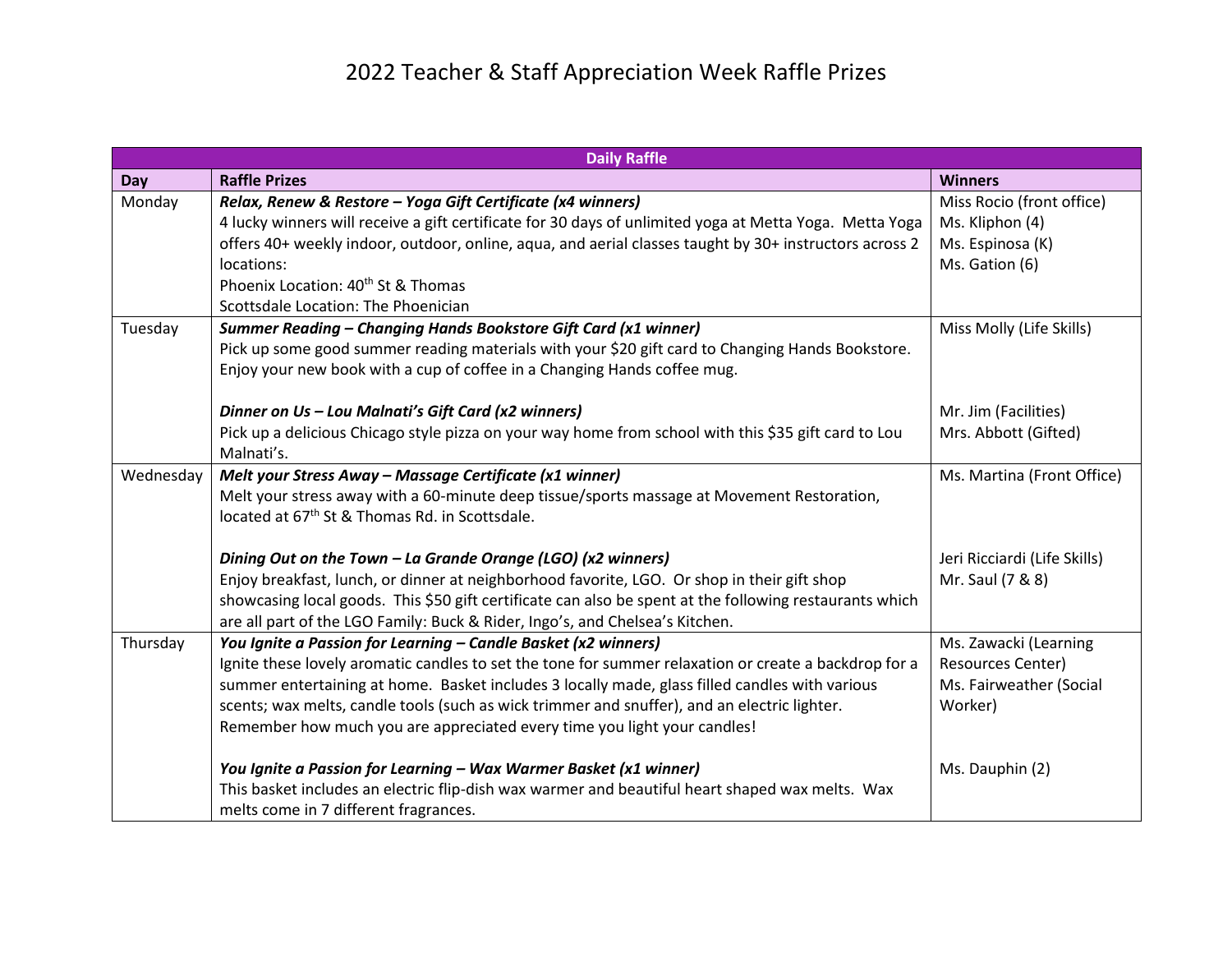# 2022 Teacher & Staff Appreciation Week Raffle Prizes

| Daily Raffle | | |
|---|---|---|
| **Day** | **Raffle Prizes** | **Winners** |
| Monday | ***Relax, Renew & Restore – Yoga Gift Certificate (x4 winners)***<br>4 lucky winners will receive a gift certificate for 30 days of unlimited yoga at Metta Yoga. Metta Yoga offers 40+ weekly indoor, outdoor, online, aqua, and aerial classes taught by 30+ instructors across 2 locations:<br>Phoenix Location: 40th St & Thomas<br>Scottsdale Location: The Phoenician | Miss Rocio (front office)<br>Ms. Kliphon (4)<br>Ms. Espinosa (K)<br>Ms. Gation (6) |
| Tuesday | ***Summer Reading – Changing Hands Bookstore Gift Card (x1 winner)***<br>Pick up some good summer reading materials with your $20 gift card to Changing Hands Bookstore. Enjoy your new book with a cup of coffee in a Changing Hands coffee mug.<br><br>***Dinner on Us – Lou Malnati's Gift Card (x2 winners)***<br>Pick up a delicious Chicago style pizza on your way home from school with this $35 gift card to Lou Malnati's. | Miss Molly (Life Skills)<br><br><br>Mr. Jim (Facilities)<br>Mrs. Abbott (Gifted) |
| Wednesday | ***Melt your Stress Away – Massage Certificate (x1 winner)***<br>Melt your stress away with a 60-minute deep tissue/sports massage at Movement Restoration, located at 67th St & Thomas Rd. in Scottsdale.<br><br>***Dining Out on the Town – La Grande Orange (LGO) (x2 winners)***<br>Enjoy breakfast, lunch, or dinner at neighborhood favorite, LGO. Or shop in their gift shop showcasing local goods. This $50 gift certificate can also be spent at the following restaurants which are all part of the LGO Family: Buck & Rider, Ingo's, and Chelsea's Kitchen. | Ms. Martina (Front Office)<br><br><br>Jeri Ricciardi (Life Skills)<br>Mr. Saul (7 & 8) |
| Thursday | ***You Ignite a Passion for Learning – Candle Basket (x2 winners)***<br>Ignite these lovely aromatic candles to set the tone for summer relaxation or create a backdrop for a summer entertaining at home. Basket includes 3 locally made, glass filled candles with various scents; wax melts, candle tools (such as wick trimmer and snuffer), and an electric lighter. Remember how much you are appreciated every time you light your candles!<br><br>***You Ignite a Passion for Learning – Wax Warmer Basket (x1 winner)***<br>This basket includes an electric flip-dish wax warmer and beautiful heart shaped wax melts. Wax melts come in 7 different fragrances. | Ms. Zawacki (Learning Resources Center)<br>Ms. Fairweather (Social Worker)<br><br><br>Ms. Dauphin (2) |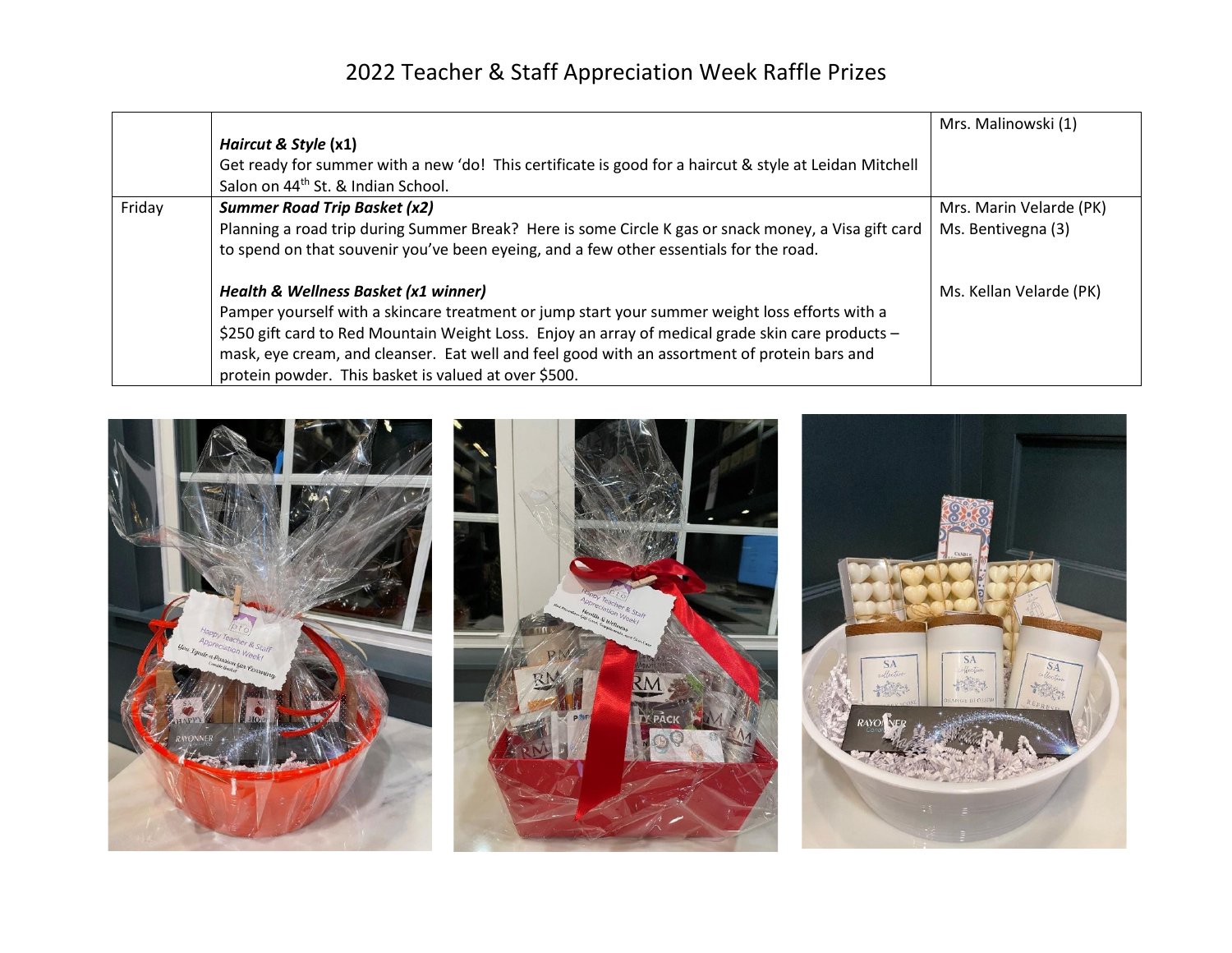# 2022 Teacher & Staff Appreciation Week Raffle Prizes

| | | |
|---|---|---|
| | ***Haircut & Style*** **(x1)**<br>Get ready for summer with a new 'do! This certificate is good for a haircut & style at Leidan Mitchell Salon on 44th St. & Indian School. | Mrs. Malinowski (1) |
| Friday | ***Summer Road Trip Basket (x2)***<br>Planning a road trip during Summer Break? Here is some Circle K gas or snack money, a Visa gift card to spend on that souvenir you've been eyeing, and a few other essentials for the road.<br><br>***Health & Wellness Basket (x1 winner)***<br>Pamper yourself with a skincare treatment or jump start your summer weight loss efforts with a $250 gift card to Red Mountain Weight Loss. Enjoy an array of medical grade skin care products – mask, eye cream, and cleanser. Eat well and feel good with an assortment of protein bars and protein powder. This basket is valued at over $500. | Mrs. Marin Velarde (PK)<br>Ms. Bentivegna (3)<br><br><br>Ms. Kellan Velarde (PK) |